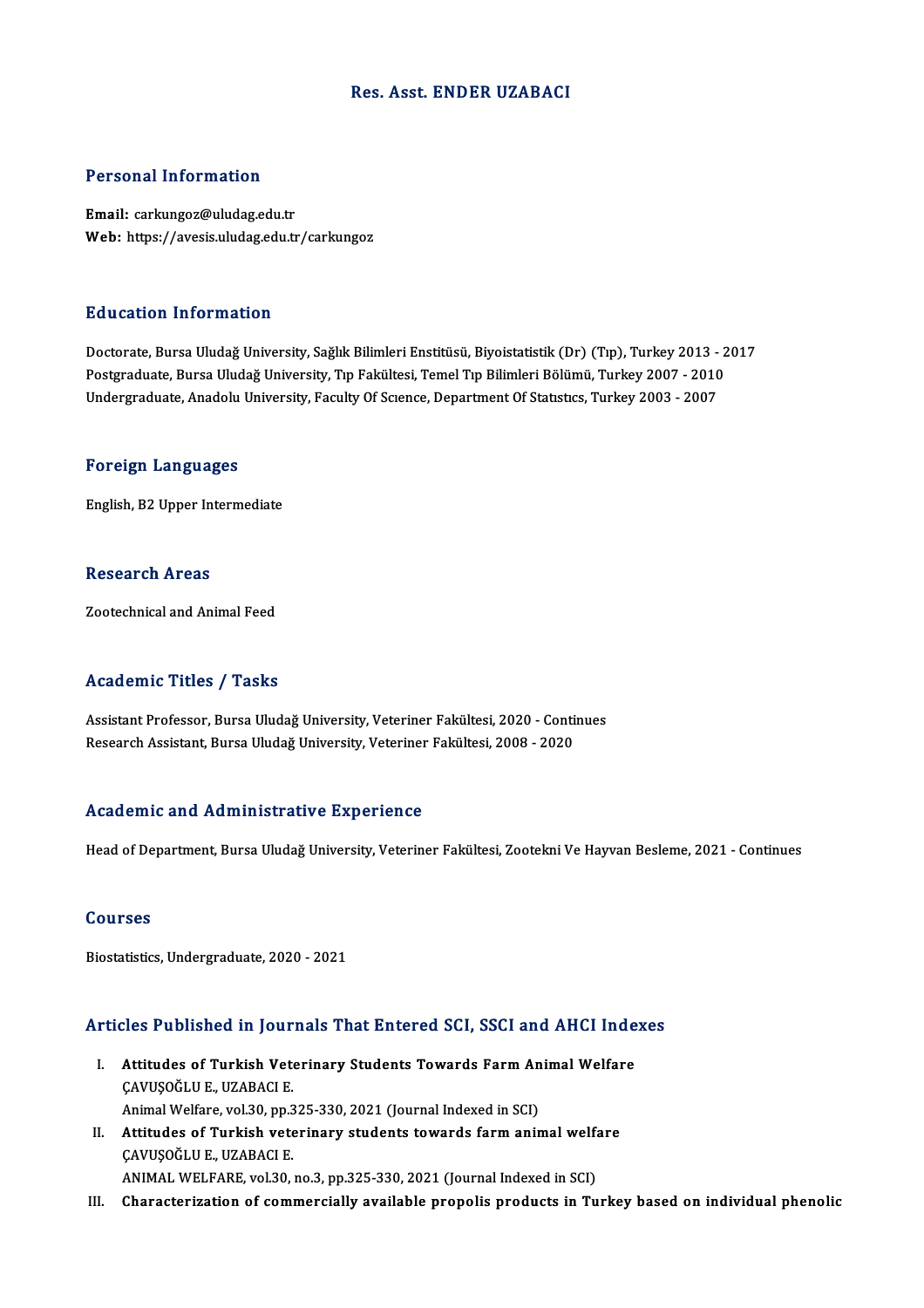# Res. Asst. ENDER UZABACI

## Personal Information

**Email:** carkungoz@uludag.edu.tr
**Web:** https://avesis.uludag.edu.tr/carkungoz

## Education Information

Doctorate, Bursa Uludağ University, Sağlık Bilimleri Enstitüsü, Biyoistatistik (Dr) (Tıp), Turkey 2013 - 2017
Postgraduate, Bursa Uludağ University, Tıp Fakültesi, Temel Tıp Bilimleri Bölümü, Turkey 2007 - 2010
Undergraduate, Anadolu University, Faculty Of Scıence, Department Of Statıstıcs, Turkey 2003 - 2007

## Foreign Languages

English, B2 Upper Intermediate

## Research Areas

Zootechnical and Animal Feed

## Academic Titles / Tasks

Assistant Professor, Bursa Uludağ University, Veteriner Fakültesi, 2020 - Continues
Research Assistant, Bursa Uludağ University, Veteriner Fakültesi, 2008 - 2020

## Academic and Administrative Experience

Head of Department, Bursa Uludağ University, Veteriner Fakültesi, Zootekni Ve Hayvan Besleme, 2021 - Continues

## Courses

Biostatistics, Undergraduate, 2020 - 2021

## Articles Published in Journals That Entered SCI, SSCI and AHCI Indexes

I. **Attitudes of Turkish Veterinary Students Towards Farm Animal Welfare**
ÇAVUŞOĞLU E., UZABACI E.
Animal Welfare, vol.30, pp.325-330, 2021 (Journal Indexed in SCI)

II. **Attitudes of Turkish veterinary students towards farm animal welfare**
ÇAVUŞOĞLU E., UZABACI E.
ANIMAL WELFARE, vol.30, no.3, pp.325-330, 2021 (Journal Indexed in SCI)

III. **Characterization of commercially available propolis products in Turkey based on individual phenolic**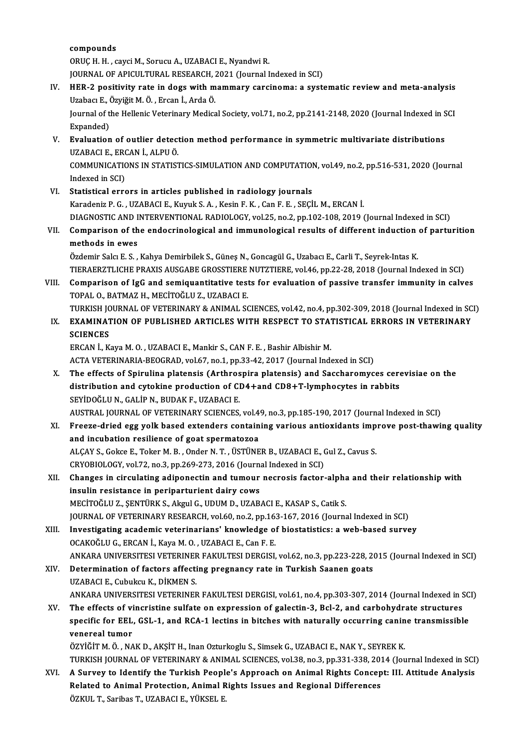compounds
ORUÇ H. H. , cayci M., Sorucu A., UZABACI E., Nyandwi R.
JOURNAL OF APICULTURAL RESEARCH, 2021 (Journal Indexed in SCI)

IV. **HER-2 positivity rate in dogs with mammary carcinoma: a systematic review and meta-analysis**
Uzabacı E., Özyiğit M. Ö. , Ercan İ., Arda Ö.
Journal of the Hellenic Veterinary Medical Society, vol.71, no.2, pp.2141-2148, 2020 (Journal Indexed in SCI Expanded)

V. **Evaluation of outlier detection method performance in symmetric multivariate distributions**
UZABACI E., ERCAN İ., ALPU Ö.
COMMUNICATIONS IN STATISTICS-SIMULATION AND COMPUTATION, vol.49, no.2, pp.516-531, 2020 (Journal Indexed in SCI)

VI. **Statistical errors in articles published in radiology journals**
Karadeniz P. G. , UZABACI E., Kuyuk S. A. , Kesin F. K. , Can F. E. , SEÇİL M., ERCAN İ.
DIAGNOSTIC AND INTERVENTIONAL RADIOLOGY, vol.25, no.2, pp.102-108, 2019 (Journal Indexed in SCI)

VII. **Comparison of the endocrinological and immunological results of different induction of parturition methods in ewes**
Özdemir Salcı E. S. , Kahya Demirbilek S., Güneş N., Goncagül G., Uzabacı E., Carli T., Seyrek-Intas K.
TIERAERZTLICHE PRAXIS AUSGABE GROSSTIERE NUTZTIERE, vol.46, pp.22-28, 2018 (Journal Indexed in SCI)

VIII. **Comparison of IgG and semiquantitative tests for evaluation of passive transfer immunity in calves**
TOPAL O., BATMAZ H., MECİTOĞLU Z., UZABACI E.
TURKISH JOURNAL OF VETERINARY & ANIMAL SCIENCES, vol.42, no.4, pp.302-309, 2018 (Journal Indexed in SCI)

IX. **EXAMINATION OF PUBLISHED ARTICLES WITH RESPECT TO STATISTICAL ERRORS IN VETERINARY SCIENCES**
ERCAN İ., Kaya M. O. , UZABACI E., Mankir S., CAN F. E. , Bashir Albishir M.
ACTA VETERINARIA-BEOGRAD, vol.67, no.1, pp.33-42, 2017 (Journal Indexed in SCI)

X. **The effects of Spirulina platensis (Arthrospira platensis) and Saccharomyces cerevisiae on the distribution and cytokine production of CD4+and CD8+T-lymphocytes in rabbits**
SEYİDOĞLU N., GALİP N., BUDAK F., UZABACI E.
AUSTRAL JOURNAL OF VETERINARY SCIENCES, vol.49, no.3, pp.185-190, 2017 (Journal Indexed in SCI)

XI. **Freeze-dried egg yolk based extenders containing various antioxidants improve post-thawing quality and incubation resilience of goat spermatozoa**
ALÇAY S., Gokce E., Toker M. B. , Onder N. T. , ÜSTÜNER B., UZABACI E., Gul Z., Cavus S.
CRYOBIOLOGY, vol.72, no.3, pp.269-273, 2016 (Journal Indexed in SCI)

XII. **Changes in circulating adiponectin and tumour necrosis factor-alpha and their relationship with insulin resistance in periparturient dairy cows**
MECİTOĞLU Z., ŞENTÜRK S., Akgul G., UDUM D., UZABACI E., KASAP S., Catik S.
JOURNAL OF VETERINARY RESEARCH, vol.60, no.2, pp.163-167, 2016 (Journal Indexed in SCI)

XIII. **Investigating academic veterinarians' knowledge of biostatistics: a web-based survey**
OCAKOĞLU G., ERCAN İ., Kaya M. O. , UZABACI E., Can F. E.
ANKARA UNIVERSITESI VETERINER FAKULTESI DERGISI, vol.62, no.3, pp.223-228, 2015 (Journal Indexed in SCI)

XIV. **Determination of factors affecting pregnancy rate in Turkish Saanen goats**
UZABACI E., Cubukcu K., DİKMEN S.
ANKARA UNIVERSITESI VETERINER FAKULTESI DERGISI, vol.61, no.4, pp.303-307, 2014 (Journal Indexed in SCI)

XV. **The effects of vincristine sulfate on expression of galectin-3, Bcl-2, and carbohydrate structures specific for EEL, GSL-1, and RCA-1 lectins in bitches with naturally occurring canine transmissible venereal tumor**
ÖZYİĞİT M. Ö. , NAK D., AKŞİT H., Inan Ozturkoglu S., Simsek G., UZABACI E., NAK Y., SEYREK K.
TURKISH JOURNAL OF VETERINARY & ANIMAL SCIENCES, vol.38, no.3, pp.331-338, 2014 (Journal Indexed in SCI)

XVI. **A Survey to Identify the Turkish People's Approach on Animal Rights Concept: III. Attitude Analysis Related to Animal Protection, Animal Rights Issues and Regional Differences**
ÖZKUL T., Saribas T., UZABACI E., YÜKSEL E.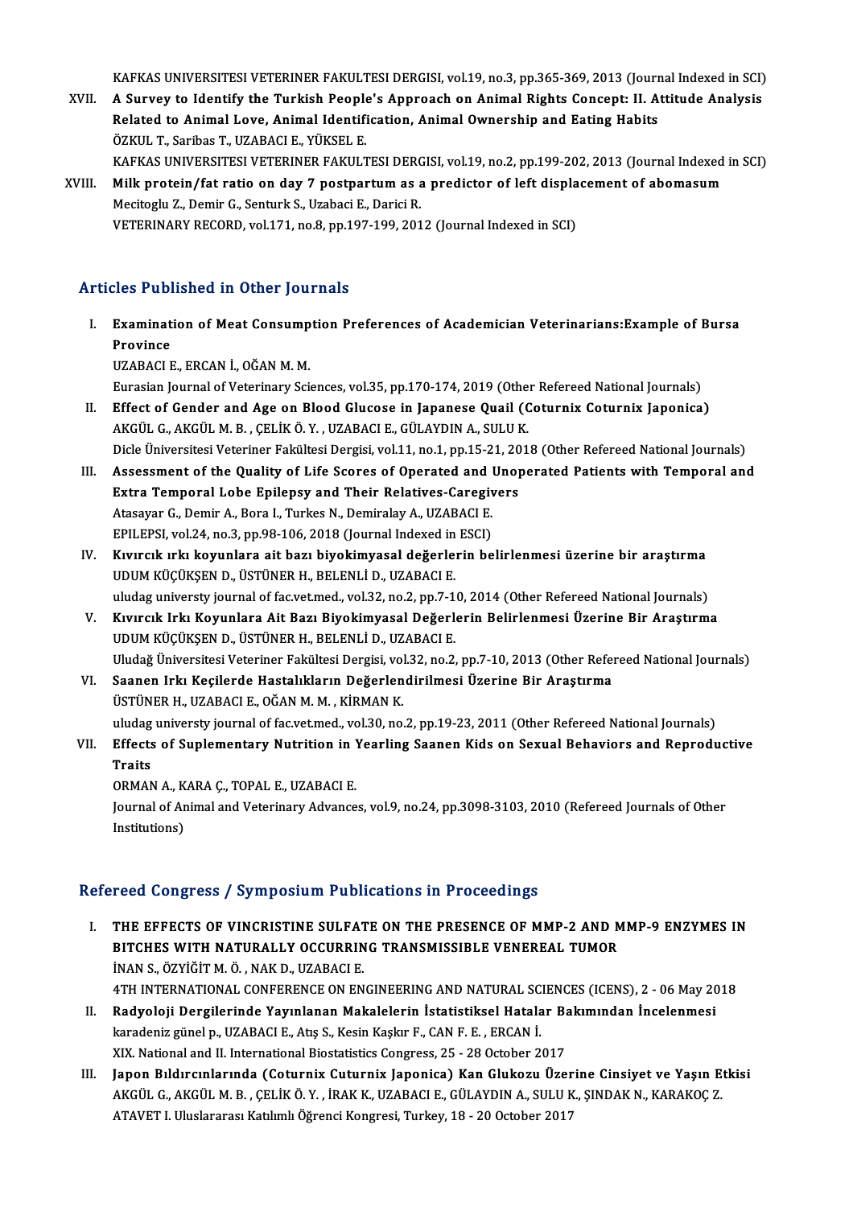KAFKAS UNIVERSITESI VETERINER FAKULTESI DERGISI, vol.19, no.3, pp.365-369, 2013 (Journal Indexed in SCI)

XVII. **A Survey to Identify the Turkish People's Approach on Animal Rights Concept: II. Attitude Analysis Related to Animal Love, Animal Identification, Animal Ownership and Eating Habits**
ÖZKUL T., Saribas T., UZABACI E., YÜKSEL E.
KAFKAS UNIVERSITESI VETERINER FAKULTESI DERGISI, vol.19, no.2, pp.199-202, 2013 (Journal Indexed in SCI)

XVIII. **Milk protein/fat ratio on day 7 postpartum as a predictor of left displacement of abomasum**
Mecitoglu Z., Demir G., Senturk S., Uzabaci E., Darici R.
VETERINARY RECORD, vol.171, no.8, pp.197-199, 2012 (Journal Indexed in SCI)

## Articles Published in Other Journals

I. **Examination of Meat Consumption Preferences of Academician Veterinarians:Example of Bursa Province**
UZABACI E., ERCAN İ., OĞAN M. M.
Eurasian Journal of Veterinary Sciences, vol.35, pp.170-174, 2019 (Other Refereed National Journals)

II. **Effect of Gender and Age on Blood Glucose in Japanese Quail (Coturnix Coturnix Japonica)**
AKGÜL G., AKGÜL M. B. , ÇELİK Ö. Y. , UZABACI E., GÜLAYDIN A., SULU K.
Dicle Üniversitesi Veteriner Fakültesi Dergisi, vol.11, no.1, pp.15-21, 2018 (Other Refereed National Journals)

III. **Assessment of the Quality of Life Scores of Operated and Unoperated Patients with Temporal and Extra Temporal Lobe Epilepsy and Their Relatives-Caregivers**
Atasayar G., Demir A., Bora I., Turkes N., Demiralay A., UZABACI E.
EPILEPSI, vol.24, no.3, pp.98-106, 2018 (Journal Indexed in ESCI)

IV. **Kıvırcık ırkı koyunlara ait bazı biyokimyasal değerlerin belirlenmesi üzerine bir araştırma**
UDUM KÜÇÜKŞEN D., ÜSTÜNER H., BELENLİ D., UZABACI E.
uludag universty journal of fac.vet.med., vol.32, no.2, pp.7-10, 2014 (Other Refereed National Journals)

V. **Kıvırcık Irkı Koyunlara Ait Bazı Biyokimyasal Değerlerin Belirlenmesi Üzerine Bir Araştırma**
UDUM KÜÇÜKŞEN D., ÜSTÜNER H., BELENLİ D., UZABACI E.
Uludağ Üniversitesi Veteriner Fakültesi Dergisi, vol.32, no.2, pp.7-10, 2013 (Other Refereed National Journals)

VI. **Saanen Irkı Keçilerde Hastalıkların Değerlendirilmesi Üzerine Bir Araştırma**
ÜSTÜNER H., UZABACI E., OĞAN M. M. , KİRMAN K.
uludag universty journal of fac.vet.med., vol.30, no.2, pp.19-23, 2011 (Other Refereed National Journals)

VII. **Effects of Suplementary Nutrition in Yearling Saanen Kids on Sexual Behaviors and Reproductive Traits**
ORMAN A., KARA Ç., TOPAL E., UZABACI E.
Journal of Animal and Veterinary Advances, vol.9, no.24, pp.3098-3103, 2010 (Refereed Journals of Other Institutions)

## Refereed Congress / Symposium Publications in Proceedings

I. **THE EFFECTS OF VINCRISTINE SULFATE ON THE PRESENCE OF MMP-2 AND MMP-9 ENZYMES IN BITCHES WITH NATURALLY OCCURRING TRANSMISSIBLE VENEREAL TUMOR**
İNAN S., ÖZYİĞİT M. Ö. , NAK D., UZABACI E.
4TH INTERNATIONAL CONFERENCE ON ENGINEERING AND NATURAL SCIENCES (ICENS), 2 - 06 May 2018

II. **Radyoloji Dergilerinde Yayınlanan Makalelerin İstatistiksel Hatalar Bakımından İncelenmesi**
karadeniz günel p., UZABACI E., Atış S., Kesin Kaşkır F., CAN F. E. , ERCAN İ.
XIX. National and II. International Biostatistics Congress, 25 - 28 October 2017

III. **Japon Bıldırcınlarında (Coturnix Cuturnix Japonica) Kan Glukozu Üzerine Cinsiyet ve Yaşın Etkisi**
AKGÜL G., AKGÜL M. B. , ÇELİK Ö. Y. , İRAK K., UZABACI E., GÜLAYDIN A., SULU K., ŞINDAK N., KARAKOÇ Z.
ATAVET I. Uluslararası Katılımlı Öğrenci Kongresi, Turkey, 18 - 20 October 2017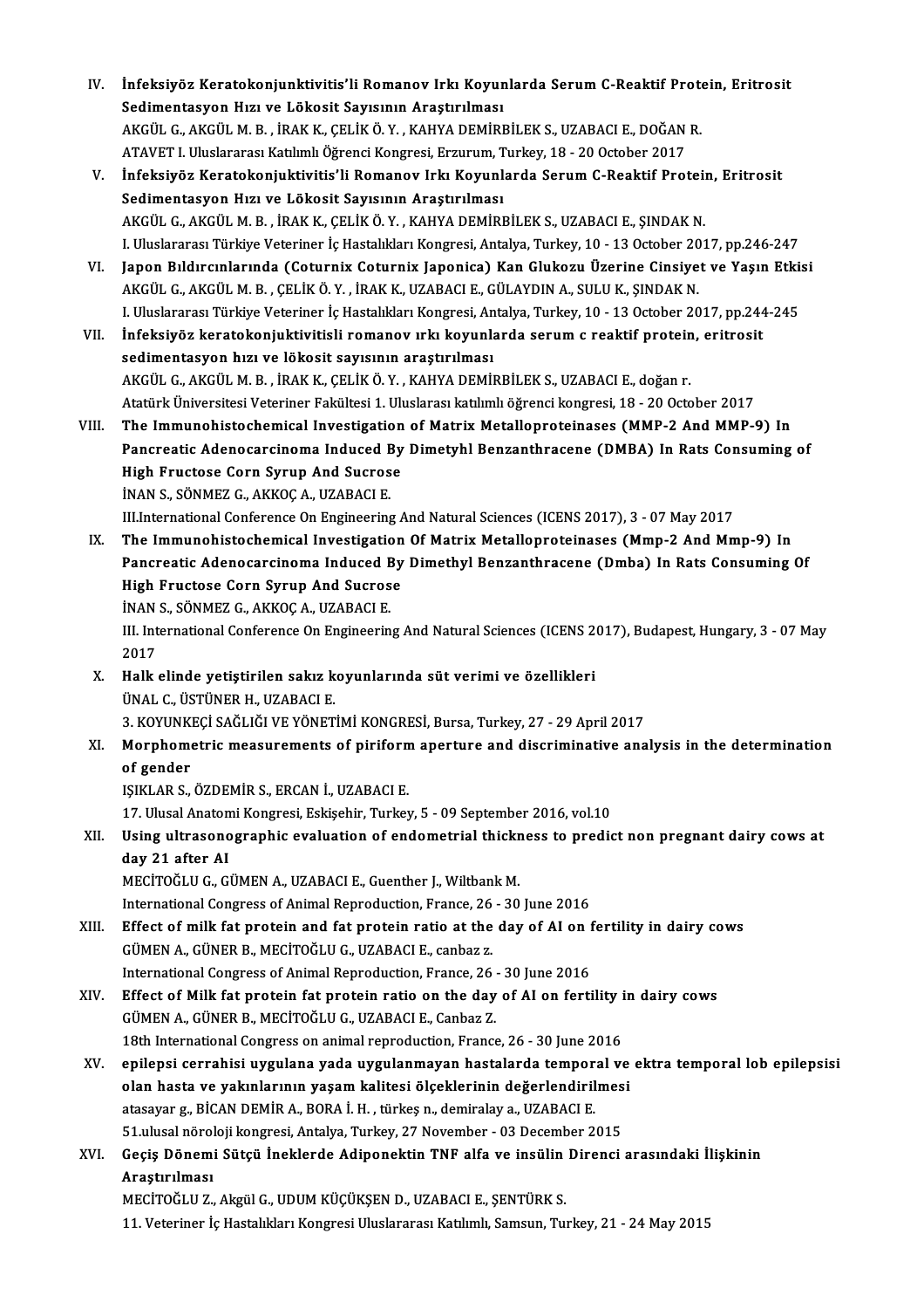IV. **İnfeksiyöz Keratokonjunktivitis'li Romanov Irkı Koyunlarda Serum C-Reaktif Protein, Eritrosit Sedimentasyon Hızı ve Lökosit Sayısının Araştırılması**
AKGÜL G., AKGÜL M. B. , İRAK K., ÇELİK Ö. Y. , KAHYA DEMİRBİLEK S., UZABACI E., DOĞAN R.
ATAVET I. Uluslararası Katılımlı Öğrenci Kongresi, Erzurum, Turkey, 18 - 20 October 2017

V. **İnfeksiyöz Keratokonjuktivitis'li Romanov Irkı Koyunlarda Serum C-Reaktif Protein, Eritrosit Sedimentasyon Hızı ve Lökosit Sayısının Araştırılması**
AKGÜL G., AKGÜL M. B. , İRAK K., ÇELİK Ö. Y. , KAHYA DEMİRBİLEK S., UZABACI E., ŞINDAK N.
I. Uluslararası Türkiye Veteriner İç Hastalıkları Kongresi, Antalya, Turkey, 10 - 13 October 2017, pp.246-247

VI. **Japon Bıldırcınlarında (Coturnix Coturnix Japonica) Kan Glukozu Üzerine Cinsiyet ve Yaşın Etkisi**
AKGÜL G., AKGÜL M. B. , ÇELİK Ö. Y. , İRAK K., UZABACI E., GÜLAYDIN A., SULU K., ŞINDAK N.
I. Uluslararası Türkiye Veteriner İç Hastalıkları Kongresi, Antalya, Turkey, 10 - 13 October 2017, pp.244-245

VII. **İnfeksiyöz keratokonjuktivitisli romanov ırkı koyunlarda serum c reaktif protein, eritrosit sedimentasyon hızı ve lökosit sayısının araştırılması**
AKGÜL G., AKGÜL M. B. , İRAK K., ÇELİK Ö. Y. , KAHYA DEMİRBİLEK S., UZABACI E., doğan r.
Atatürk Üniversitesi Veteriner Fakültesi 1. Uluslararası katılımlı öğrenci kongresi, 18 - 20 October 2017

VIII. **The Immunohistochemical Investigation of Matrix Metalloproteinases (MMP-2 And MMP-9) In Pancreatic Adenocarcinoma Induced By Dimetyhl Benzanthracene (DMBA) In Rats Consuming of High Fructose Corn Syrup And Sucrose**
İNAN S., SÖNMEZ G., AKKOÇ A., UZABACI E.
III.International Conference On Engineering And Natural Sciences (ICENS 2017), 3 - 07 May 2017

IX. **The Immunohistochemical Investigation Of Matrix Metalloproteinases (Mmp-2 And Mmp-9) In Pancreatic Adenocarcinoma Induced By Dimethyl Benzanthracene (Dmba) In Rats Consuming Of High Fructose Corn Syrup And Sucrose**
İNAN S., SÖNMEZ G., AKKOÇ A., UZABACI E.
III. International Conference On Engineering And Natural Sciences (ICENS 2017), Budapest, Hungary, 3 - 07 May 2017

X. **Halk elinde yetiştirilen sakız koyunlarında süt verimi ve özellikleri**
ÜNAL C., ÜSTÜNER H., UZABACI E.
3. KOYUNKEÇİ SAĞLIĞI VE YÖNETİMİ KONGRESİ, Bursa, Turkey, 27 - 29 April 2017

XI. **Morphometric measurements of piriform aperture and discriminative analysis in the determination of gender**
IŞIKLAR S., ÖZDEMİR S., ERCAN İ., UZABACI E.
17. Ulusal Anatomi Kongresi, Eskişehir, Turkey, 5 - 09 September 2016, vol.10

XII. **Using ultrasonographic evaluation of endometrial thickness to predict non pregnant dairy cows at day 21 after AI**
MECİTOĞLU G., GÜMEN A., UZABACI E., Guenther J., Wiltbank M.
International Congress of Animal Reproduction, France, 26 - 30 June 2016

XIII. **Effect of milk fat protein and fat protein ratio at the day of AI on fertility in dairy cows**
GÜMEN A., GÜNER B., MECİTOĞLU G., UZABACI E., canbaz z.
International Congress of Animal Reproduction, France, 26 - 30 June 2016

XIV. **Effect of Milk fat protein fat protein ratio on the day of AI on fertility in dairy cows**
GÜMEN A., GÜNER B., MECİTOĞLU G., UZABACI E., Canbaz Z.
18th International Congress on animal reproduction, France, 26 - 30 June 2016

XV. **epilepsi cerrahisi uygulana yada uygulanmayan hastalarda temporal ve ektra temporal lob epilepsisi olan hasta ve yakınlarının yaşam kalitesi ölçeklerinin değerlendirilmesi**
atasayar g., BİCAN DEMİR A., BORA İ. H. , türkeş n., demiralay a., UZABACI E.
51.ulusal nöroloji kongresi, Antalya, Turkey, 27 November - 03 December 2015

XVI. **Geçiş Dönemi Sütçü İneklerde Adiponektin TNF alfa ve insülin Direnci arasındaki İlişkinin Araştırılması**
MECİTOĞLU Z., Akgül G., UDUM KÜÇÜKŞEN D., UZABACI E., ŞENTÜRK S.
11. Veteriner İç Hastalıkları Kongresi Uluslararası Katılımlı, Samsun, Turkey, 21 - 24 May 2015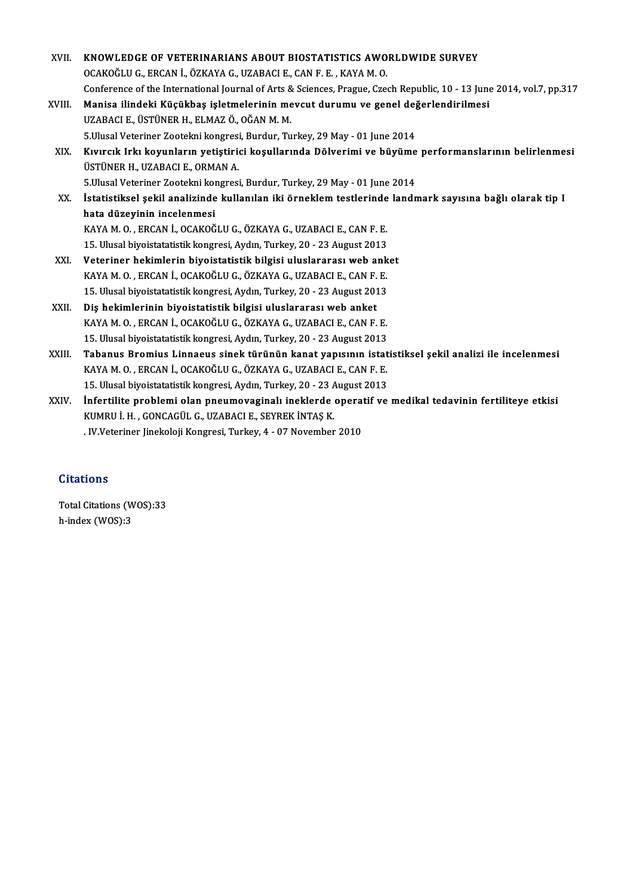XVII. **KNOWLEDGE OF VETERINARIANS ABOUT BIOSTATISTICS AWORLDWIDE SURVEY**
OCAKOĞLU G., ERCAN İ., ÖZKAYA G., UZABACI E., CAN F. E. , KAYA M. O.
Conference of the International Journal of Arts & Sciences, Prague, Czech Republic, 10 - 13 June 2014, vol.7, pp.317

XVIII. **Manisa ilindeki Küçükbaş işletmelerinin mevcut durumu ve genel değerlendirilmesi**
UZABACI E., ÜSTÜNER H., ELMAZ Ö., OĞAN M. M.
5.Ulusal Veteriner Zootekni kongresi, Burdur, Turkey, 29 May - 01 June 2014

XIX. **Kıvırcık Irkı koyunların yetiştirici koşullarında Dölverimi ve büyüme performanslarının belirlenmesi**
ÜSTÜNER H., UZABACI E., ORMAN A.
5.Ulusal Veteriner Zootekni kongresi, Burdur, Turkey, 29 May - 01 June 2014

XX. **İstatistiksel şekil analizinde kullanılan iki örneklem testlerinde landmark sayısına bağlı olarak tip I hata düzeyinin incelenmesi**
KAYA M. O. , ERCAN İ., OCAKOĞLU G., ÖZKAYA G., UZABACI E., CAN F. E.
15. Ulusal biyoistatatistik kongresi, Aydın, Turkey, 20 - 23 August 2013

XXI. **Veteriner hekimlerin biyoistatistik bilgisi uluslararası web anket**
KAYA M. O. , ERCAN İ., OCAKOĞLU G., ÖZKAYA G., UZABACI E., CAN F. E.
15. Ulusal biyoistatatistik kongresi, Aydın, Turkey, 20 - 23 August 2013

XXII. **Diş hekimlerinin biyoistatistik bilgisi uluslararası web anket**
KAYA M. O. , ERCAN İ., OCAKOĞLU G., ÖZKAYA G., UZABACI E., CAN F. E.
15. Ulusal biyoistatatistik kongresi, Aydın, Turkey, 20 - 23 August 2013

XXIII. **Tabanus Bromius Linnaeus sinek türünün kanat yapısının istatistiksel şekil analizi ile incelenmesi**
KAYA M. O. , ERCAN İ., OCAKOĞLU G., ÖZKAYA G., UZABACI E., CAN F. E.
15. Ulusal biyoistatatistik kongresi, Aydın, Turkey, 20 - 23 August 2013

XXIV. **İnfertilite problemi olan pneumovaginalı ineklerde operatif ve medikal tedavinin fertiliteye etkisi**
KUMRU İ. H. , GONCAGÜL G., UZABACI E., SEYREK İNTAŞ K.
. IV.Veteriner Jinekoloji Kongresi, Turkey, 4 - 07 November 2010

## Citations

Total Citations (WOS):33
h-index (WOS):3